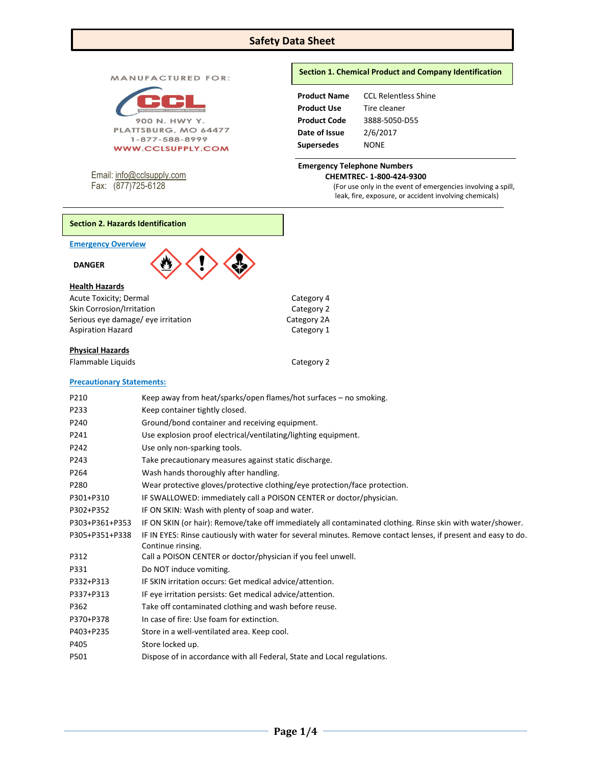# Safety Data Sheet

MANUFACTURED FOR:

CCL PROFESSIONAL CLEANING PRODUCTS

900 N. HWY Y.
PLATTSBURG, MO 64477
1-877-588-8999
WWW.CCLSUPPLY.COM

Email: info@cclsupply.com
Fax: (877)725-6128

## Section 1. Chemical Product and Company Identification

| | |
|---|---|
| **Product Name** | CCL Relentless Shine |
| **Product Use** | Tire cleaner |
| **Product Code** | 3888-5050-D55 |
| **Date of Issue** | 2/6/2017 |
| **Supersedes** | NONE |

**Emergency Telephone Numbers**

**CHEMTREC- 1-800-424-9300**

(For use only in the event of emergencies involving a spill, leak, fire, exposure, or accident involving chemicals)

## Section 2. Hazards Identification

**Emergency Overview**

**DANGER**

**Health Hazards**

| | |
|---|---|
| Acute Toxicity; Dermal | Category 4 |
| Skin Corrosion/Irritation | Category 2 |
| Serious eye damage/ eye irritation | Category 2A |
| Aspiration Hazard | Category 1 |

**Physical Hazards**

| | |
|---|---|
| Flammable Liquids | Category 2 |

**Precautionary Statements:**

| | |
|---|---|
| P210 | Keep away from heat/sparks/open flames/hot surfaces – no smoking. |
| P233 | Keep container tightly closed. |
| P240 | Ground/bond container and receiving equipment. |
| P241 | Use explosion proof electrical/ventilating/lighting equipment. |
| P242 | Use only non-sparking tools. |
| P243 | Take precautionary measures against static discharge. |
| P264 | Wash hands thoroughly after handling. |
| P280 | Wear protective gloves/protective clothing/eye protection/face protection. |
| P301+P310 | IF SWALLOWED: immediately call a POISON CENTER or doctor/physician. |
| P302+P352 | IF ON SKIN: Wash with plenty of soap and water. |
| P303+P361+P353 | IF ON SKIN (or hair): Remove/take off immediately all contaminated clothing. Rinse skin with water/shower. |
| P305+P351+P338 | IF IN EYES: Rinse cautiously with water for several minutes. Remove contact lenses, if present and easy to do. Continue rinsing. |
| P312 | Call a POISON CENTER or doctor/physician if you feel unwell. |
| P331 | Do NOT induce vomiting. |
| P332+P313 | IF SKIN irritation occurs: Get medical advice/attention. |
| P337+P313 | IF eye irritation persists: Get medical advice/attention. |
| P362 | Take off contaminated clothing and wash before reuse. |
| P370+P378 | In case of fire: Use foam for extinction. |
| P403+P235 | Store in a well-ventilated area. Keep cool. |
| P405 | Store locked up. |
| P501 | Dispose of in accordance with all Federal, State and Local regulations. |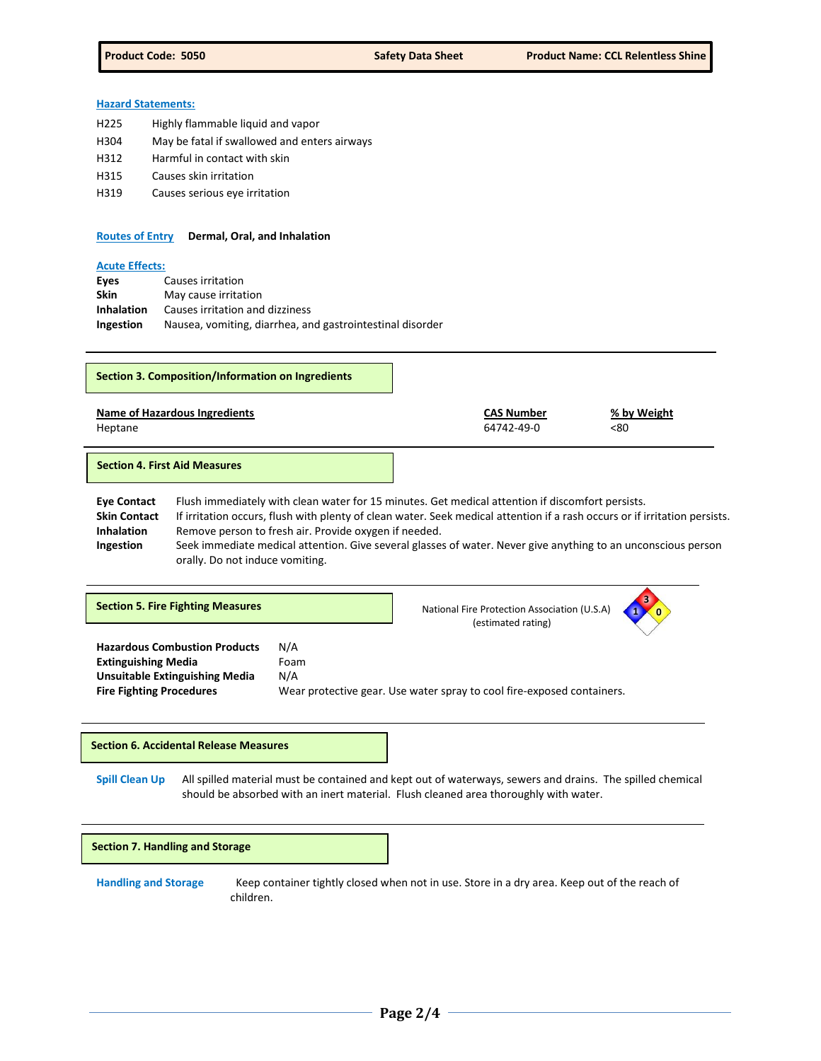**Hazard Statements:**

| | |
|---|---|
| H225 | Highly flammable liquid and vapor |
| H304 | May be fatal if swallowed and enters airways |
| H312 | Harmful in contact with skin |
| H315 | Causes skin irritation |
| H319 | Causes serious eye irritation |

**Routes of Entry** **Dermal, Oral, and Inhalation**

**Acute Effects:**

| | |
|---|---|
| **Eyes** | Causes irritation |
| **Skin** | May cause irritation |
| **Inhalation** | Causes irritation and dizziness |
| **Ingestion** | Nausea, vomiting, diarrhea, and gastrointestinal disorder |

## Section 3. Composition/Information on Ingredients

| Name of Hazardous Ingredients | CAS Number | % by Weight |
|---|---|---|
| Heptane | 64742-49-0 | <80 |

## Section 4. First Aid Measures

| | |
|---|---|
| **Eye Contact** | Flush immediately with clean water for 15 minutes. Get medical attention if discomfort persists. |
| **Skin Contact** | If irritation occurs, flush with plenty of clean water. Seek medical attention if a rash occurs or if irritation persists. |
| **Inhalation** | Remove person to fresh air. Provide oxygen if needed. |
| **Ingestion** | Seek immediate medical attention. Give several glasses of water. Never give anything to an unconscious person orally. Do not induce vomiting. |

## Section 5. Fire Fighting Measures

National Fire Protection Association (U.S.A) (estimated rating)

Health: 1, Flammability: 3, Reactivity: 0

| | |
|---|---|
| **Hazardous Combustion Products** | N/A |
| **Extinguishing Media** | Foam |
| **Unsuitable Extinguishing Media** | N/A |
| **Fire Fighting Procedures** | Wear protective gear. Use water spray to cool fire-exposed containers. |

## Section 6. Accidental Release Measures

**Spill Clean Up** All spilled material must be contained and kept out of waterways, sewers and drains. The spilled chemical should be absorbed with an inert material. Flush cleaned area thoroughly with water.

## Section 7. Handling and Storage

**Handling and Storage** Keep container tightly closed when not in use. Store in a dry area. Keep out of the reach of children.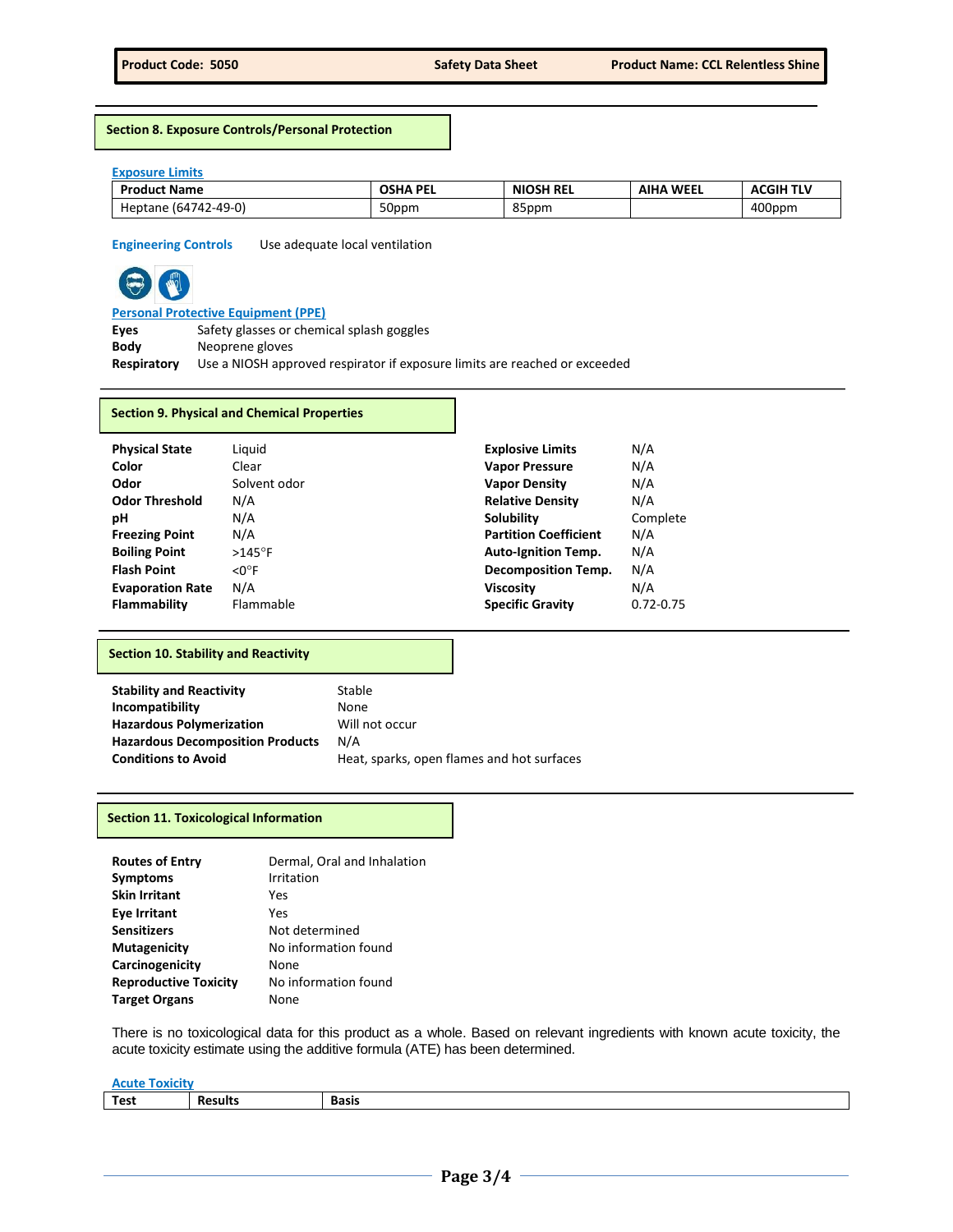## Section 8. Exposure Controls/Personal Protection

**Exposure Limits**

| Product Name | OSHA PEL | NIOSH REL | AIHA WEEL | ACGIH TLV |
|---|---|---|---|---|
| Heptane (64742-49-0) | 50ppm | 85ppm | | 400ppm |

**Engineering Controls** Use adequate local ventilation

**Personal Protective Equipment (PPE)**

**Eyes** Safety glasses or chemical splash goggles
**Body** Neoprene gloves
**Respiratory** Use a NIOSH approved respirator if exposure limits are reached or exceeded

## Section 9. Physical and Chemical Properties

| | | | |
|---|---|---|---|
| **Physical State** | Liquid | **Explosive Limits** | N/A |
| **Color** | Clear | **Vapor Pressure** | N/A |
| **Odor** | Solvent odor | **Vapor Density** | N/A |
| **Odor Threshold** | N/A | **Relative Density** | N/A |
| **pH** | N/A | **Solubility** | Complete |
| **Freezing Point** | N/A | **Partition Coefficient** | N/A |
| **Boiling Point** | >145°F | **Auto-Ignition Temp.** | N/A |
| **Flash Point** | <0°F | **Decomposition Temp.** | N/A |
| **Evaporation Rate** | N/A | **Viscosity** | N/A |
| **Flammability** | Flammable | **Specific Gravity** | 0.72-0.75 |

## Section 10. Stability and Reactivity

**Stability and Reactivity** Stable
**Incompatibility** None
**Hazardous Polymerization** Will not occur
**Hazardous Decomposition Products** N/A
**Conditions to Avoid** Heat, sparks, open flames and hot surfaces

## Section 11. Toxicological Information

**Routes of Entry** Dermal, Oral and Inhalation
**Symptoms** Irritation
**Skin Irritant** Yes
**Eye Irritant** Yes
**Sensitizers** Not determined
**Mutagenicity** No information found
**Carcinogenicity** None
**Reproductive Toxicity** No information found
**Target Organs** None

There is no toxicological data for this product as a whole. Based on relevant ingredients with known acute toxicity, the acute toxicity estimate using the additive formula (ATE) has been determined.

**Acute Toxicity**

| Test | Results | Basis |
|---|---|---|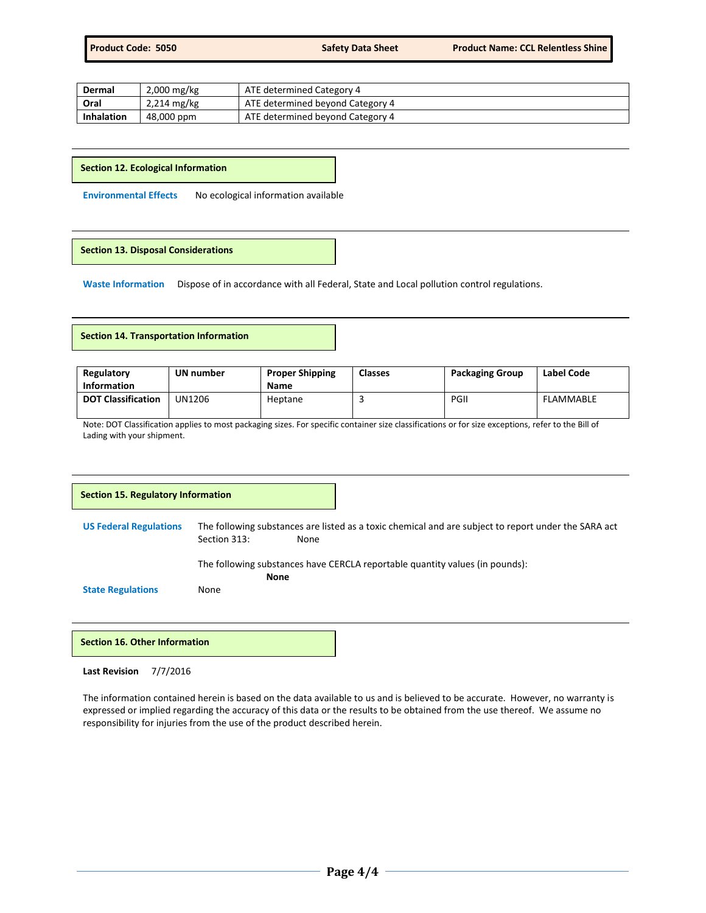| | | |
|---|---|---|
| **Dermal** | 2,000 mg/kg | ATE determined Category 4 |
| **Oral** | 2,214 mg/kg | ATE determined beyond Category 4 |
| **Inhalation** | 48,000 ppm | ATE determined beyond Category 4 |

## Section 12. Ecological Information

**Environmental Effects** No ecological information available

## Section 13. Disposal Considerations

**Waste Information** Dispose of in accordance with all Federal, State and Local pollution control regulations.

## Section 14. Transportation Information

| Regulatory Information | UN number | Proper Shipping Name | Classes | Packaging Group | Label Code |
|---|---|---|---|---|---|
| **DOT Classification** | UN1206 | Heptane | 3 | PGII | FLAMMABLE |

Note: DOT Classification applies to most packaging sizes. For specific container size classifications or for size exceptions, refer to the Bill of Lading with your shipment.

## Section 15. Regulatory Information

**US Federal Regulations** The following substances are listed as a toxic chemical and are subject to report under the SARA act Section 313: None

The following substances have CERCLA reportable quantity values (in pounds): **None**

**State Regulations** None

## Section 16. Other Information

**Last Revision** 7/7/2016

The information contained herein is based on the data available to us and is believed to be accurate. However, no warranty is expressed or implied regarding the accuracy of this data or the results to be obtained from the use thereof. We assume no responsibility for injuries from the use of the product described herein.